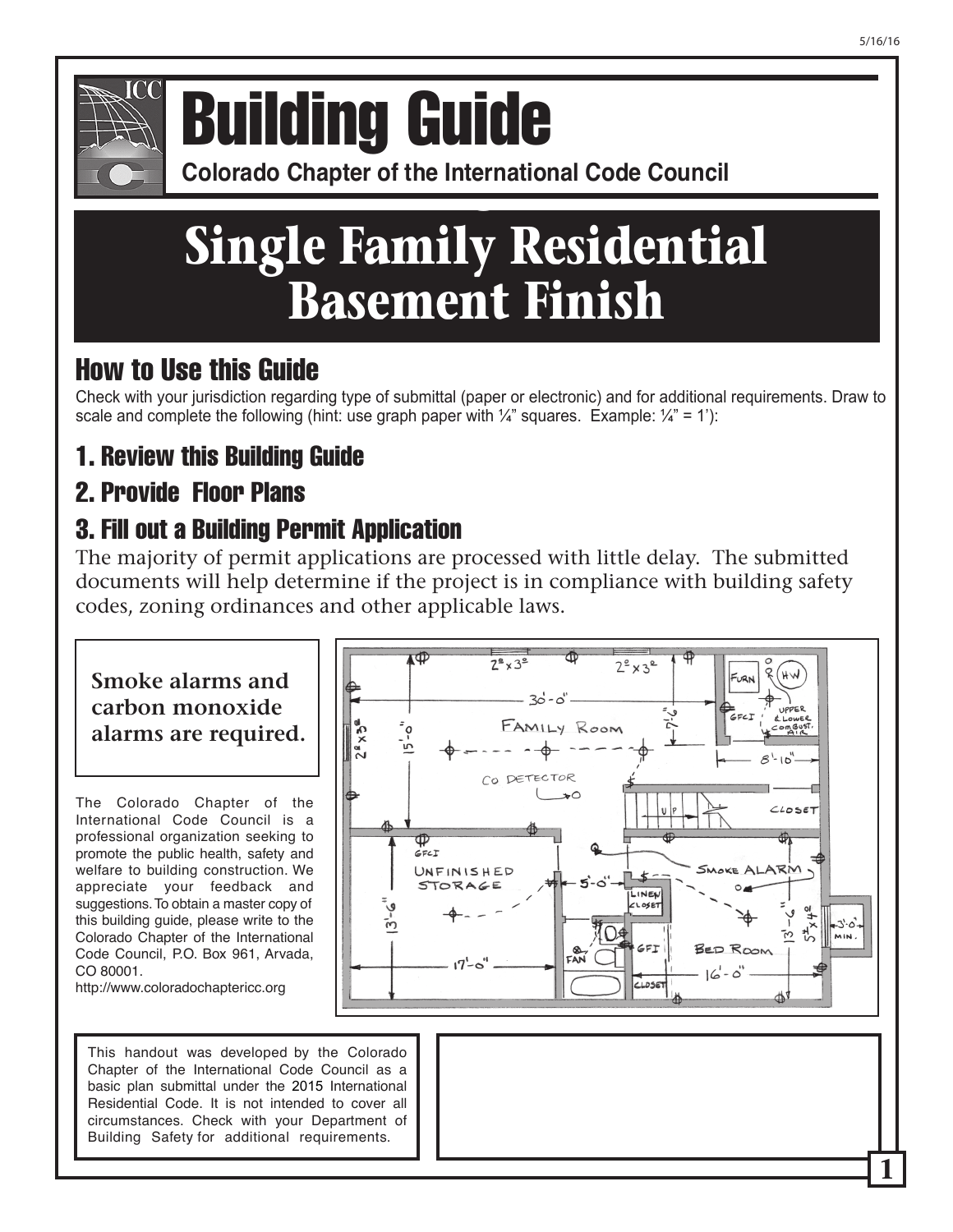# Building Guide

**Colorado Chapter of the International Code Council**

# Single Family Residential Basement Finish

## How to Use this Guide

Check with your jurisdiction regarding type of submittal (paper or electronic) and for additional requirements. Draw to scale and complete the following (hint: use graph paper with ¼" squares. Example: ¼" = 1'):

## 1. Review this Building Guide

## 2. Provide Floor Plans

## 3. Fill out a Building Permit Application

The majority of permit applications are processed with little delay. The submitted documents will help determine if the project is in compliance with building safety codes, zoning ordinances and other applicable laws.

**Smoke alarms and carbon monoxide alarms are required.**

The Colorado Chapter of the International Code Council is a professional organization seeking to promote the public health, safety and welfare to building construction. We appreciate your feedback and suggestions. To obtain a master copy of this building guide, please write to the Colorado Chapter of the International Code Council, P.O. Box 961, Arvada, CO 80001.
http://www.coloradochaptericc.org

This handout was developed by the Colorado Chapter of the International Code Council as a basic plan submittal under the 2015 International Residential Code. It is not intended to cover all circumstances. Check with your Department of Building Safety for additional requirements.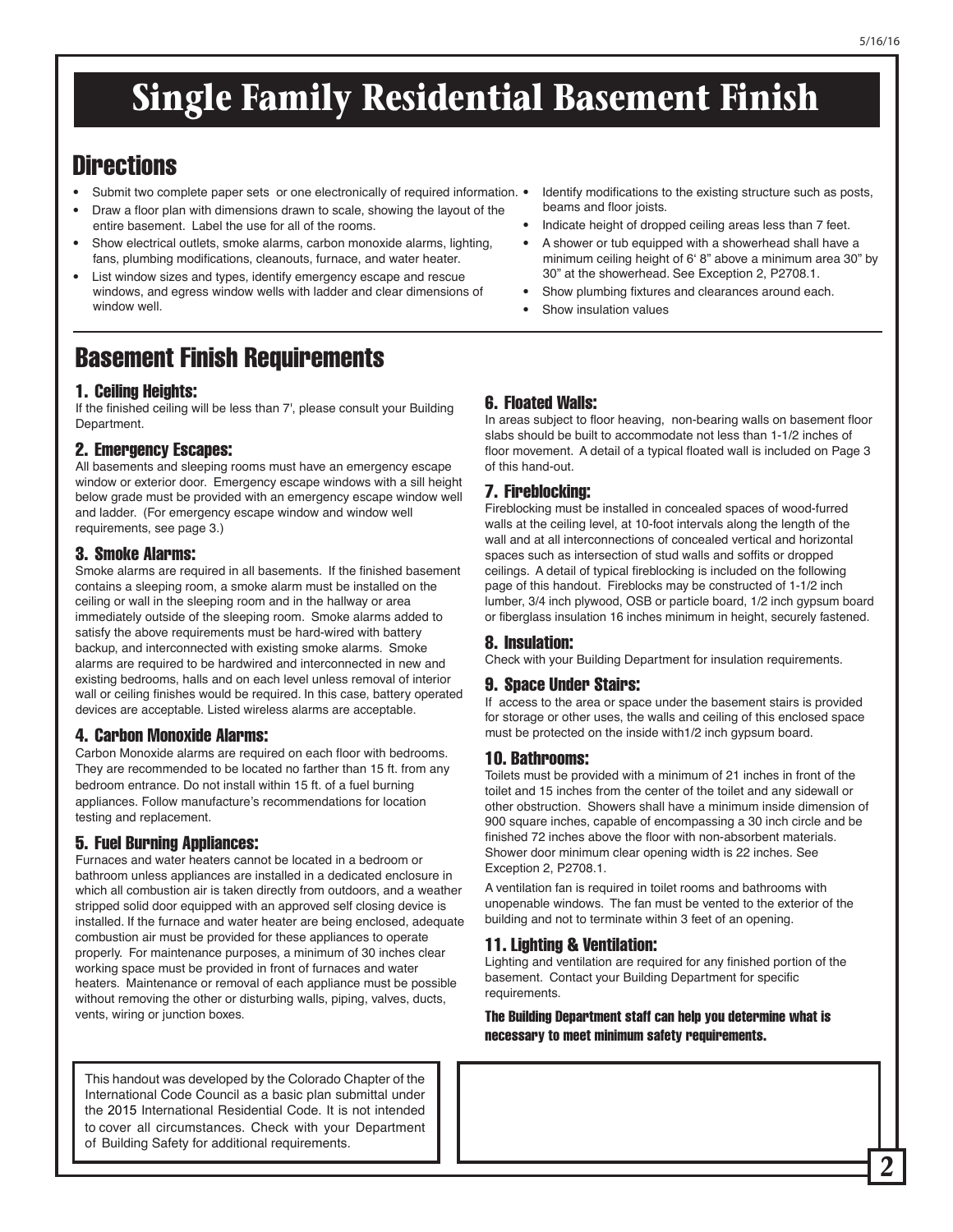# Single Family Residential Basement Finish

## Directions

- Submit two complete paper sets or one electronically of required information.
- Draw a floor plan with dimensions drawn to scale, showing the layout of the entire basement. Label the use for all of the rooms.
- Show electrical outlets, smoke alarms, carbon monoxide alarms, lighting, fans, plumbing modifications, cleanouts, furnace, and water heater.
- List window sizes and types, identify emergency escape and rescue windows, and egress window wells with ladder and clear dimensions of window well.
- Identify modifications to the existing structure such as posts, beams and floor joists.
- Indicate height of dropped ceiling areas less than 7 feet.
- A shower or tub equipped with a showerhead shall have a minimum ceiling height of 6‘ 8" above a minimum area 30" by 30" at the showerhead. See Exception 2, P2708.1.
- Show plumbing fixtures and clearances around each.
- Show insulation values

## Basement Finish Requirements

### 1. Ceiling Heights:

If the finished ceiling will be less than 7', please consult your Building Department.

### 2. Emergency Escapes:

All basements and sleeping rooms must have an emergency escape window or exterior door. Emergency escape windows with a sill height below grade must be provided with an emergency escape window well and ladder. (For emergency escape window and window well requirements, see page 3.)

### 3. Smoke Alarms:

Smoke alarms are required in all basements. If the finished basement contains a sleeping room, a smoke alarm must be installed on the ceiling or wall in the sleeping room and in the hallway or area immediately outside of the sleeping room. Smoke alarms added to satisfy the above requirements must be hard-wired with battery backup, and interconnected with existing smoke alarms. Smoke alarms are required to be hardwired and interconnected in new and existing bedrooms, halls and on each level unless removal of interior wall or ceiling finishes would be required. In this case, battery operated devices are acceptable. Listed wireless alarms are acceptable.

### 4. Carbon Monoxide Alarms:

Carbon Monoxide alarms are required on each floor with bedrooms. They are recommended to be located no farther than 15 ft. from any bedroom entrance. Do not install within 15 ft. of a fuel burning appliances. Follow manufacture's recommendations for location testing and replacement.

### 5. Fuel Burning Appliances:

Furnaces and water heaters cannot be located in a bedroom or bathroom unless appliances are installed in a dedicated enclosure in which all combustion air is taken directly from outdoors, and a weather stripped solid door equipped with an approved self closing device is installed. If the furnace and water heater are being enclosed, adequate combustion air must be provided for these appliances to operate properly. For maintenance purposes, a minimum of 30 inches clear working space must be provided in front of furnaces and water heaters. Maintenance or removal of each appliance must be possible without removing the other or disturbing walls, piping, valves, ducts, vents, wiring or junction boxes.

### 6. Floated Walls:

In areas subject to floor heaving, non-bearing walls on basement floor slabs should be built to accommodate not less than 1-1/2 inches of floor movement. A detail of a typical floated wall is included on Page 3 of this hand-out.

### 7. Fireblocking:

Fireblocking must be installed in concealed spaces of wood-furred walls at the ceiling level, at 10-foot intervals along the length of the wall and at all interconnections of concealed vertical and horizontal spaces such as intersection of stud walls and soffits or dropped ceilings. A detail of typical fireblocking is included on the following page of this handout. Fireblocks may be constructed of 1-1/2 inch lumber, 3/4 inch plywood, OSB or particle board, 1/2 inch gypsum board or fiberglass insulation 16 inches minimum in height, securely fastened.

### 8. Insulation:

Check with your Building Department for insulation requirements.

### 9. Space Under Stairs:

If access to the area or space under the basement stairs is provided for storage or other uses, the walls and ceiling of this enclosed space must be protected on the inside with1/2 inch gypsum board.

### 10. Bathrooms:

Toilets must be provided with a minimum of 21 inches in front of the toilet and 15 inches from the center of the toilet and any sidewall or other obstruction. Showers shall have a minimum inside dimension of 900 square inches, capable of encompassing a 30 inch circle and be finished 72 inches above the floor with non-absorbent materials. Shower door minimum clear opening width is 22 inches. See Exception 2, P2708.1.

A ventilation fan is required in toilet rooms and bathrooms with unopenable windows. The fan must be vented to the exterior of the building and not to terminate within 3 feet of an opening.

### 11. Lighting & Ventilation:

Lighting and ventilation are required for any finished portion of the basement. Contact your Building Department for specific requirements.

**The Building Department staff can help you determine what is necessary to meet minimum safety requirements.**

This handout was developed by the Colorado Chapter of the International Code Council as a basic plan submittal under the 2015 International Residential Code. It is not intended to cover all circumstances. Check with your Department of Building Safety for additional requirements.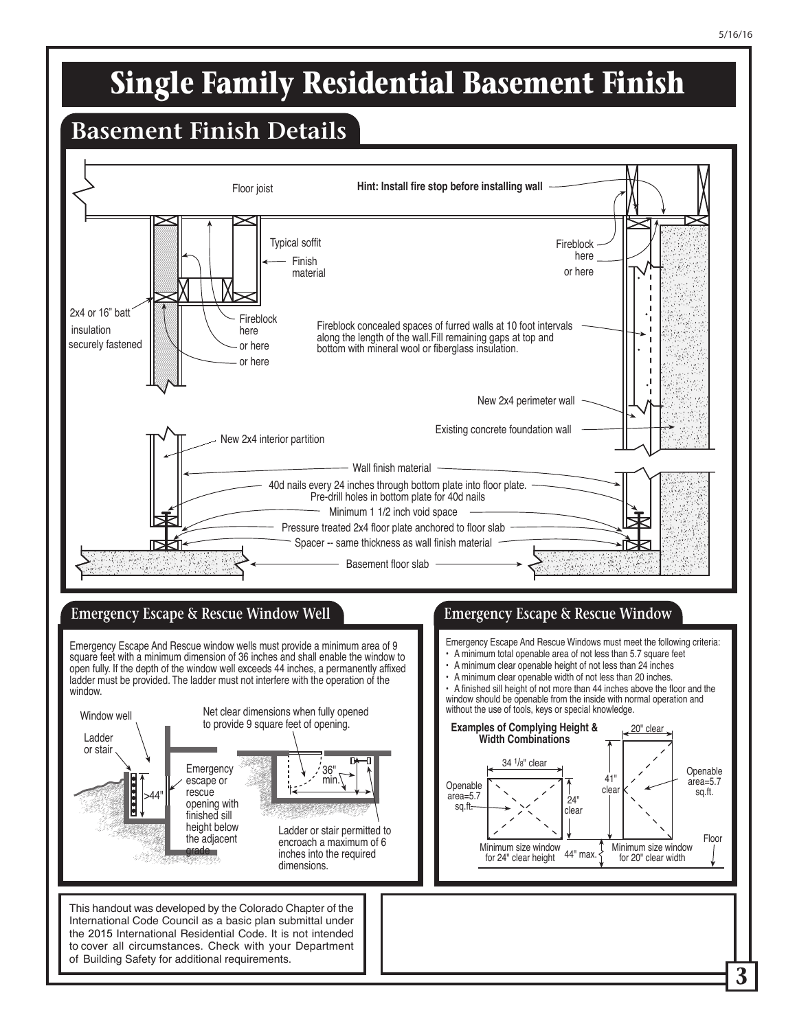# Single Family Residential Basement Finish

## Basement Finish Details

Floor joist

Hint: Install fire stop before installing wall

Typical soffit

Finish material

Fireblock here

or here

2x4 or 16" batt insulation securely fastened

Fireblock here

or here

or here

Fireblock concealed spaces of furred walls at 10 foot intervals along the length of the wall.Fill remaining gaps at top and bottom with mineral wool or fiberglass insulation.

New 2x4 perimeter wall

Existing concrete foundation wall

New 2x4 interior partition

Wall finish material

40d nails every 24 inches through bottom plate into floor plate. Pre-drill holes in bottom plate for 40d nails

Minimum 1 1/2 inch void space

Pressure treated 2x4 floor plate anchored to floor slab

Spacer -- same thickness as wall finish material

Basement floor slab

## Emergency Escape & Rescue Window Well

Emergency Escape And Rescue window wells must provide a minimum area of 9 square feet with a minimum dimension of 36 inches and shall enable the window to open fully. If the depth of the window well exceeds 44 inches, a permanently affixed ladder must be provided. The ladder must not interfere with the operation of the window.

Window well

Ladder or stair

>44"

Emergency escape or rescue opening with finished sill height below the adjacent grade

Net clear dimensions when fully opened to provide 9 square feet of opening.

36" min.

Ladder or stair permitted to encroach a maximum of 6 inches into the required dimensions.

## Emergency Escape & Rescue Window

Emergency Escape And Rescue Windows must meet the following criteria:

- A minimum total openable area of not less than 5.7 square feet
- A minimum clear openable height of not less than 24 inches
- A minimum clear openable width of not less than 20 inches.
- A finished sill height of not more than 44 inches above the floor and the window should be openable from the inside with normal operation and without the use of tools, keys or special knowledge.

**Examples of Complying Height & Width Combinations**

34 1/8" clear

Openable area=5.7 sq.ft.

24" clear

Minimum size window for 24" clear height

44" max.

20" clear

41" clear

Openable area=5.7 sq.ft.

Floor

Minimum size window for 20" clear width

This handout was developed by the Colorado Chapter of the International Code Council as a basic plan submittal under the 2015 International Residential Code. It is not intended to cover all circumstances. Check with your Department of Building Safety for additional requirements.